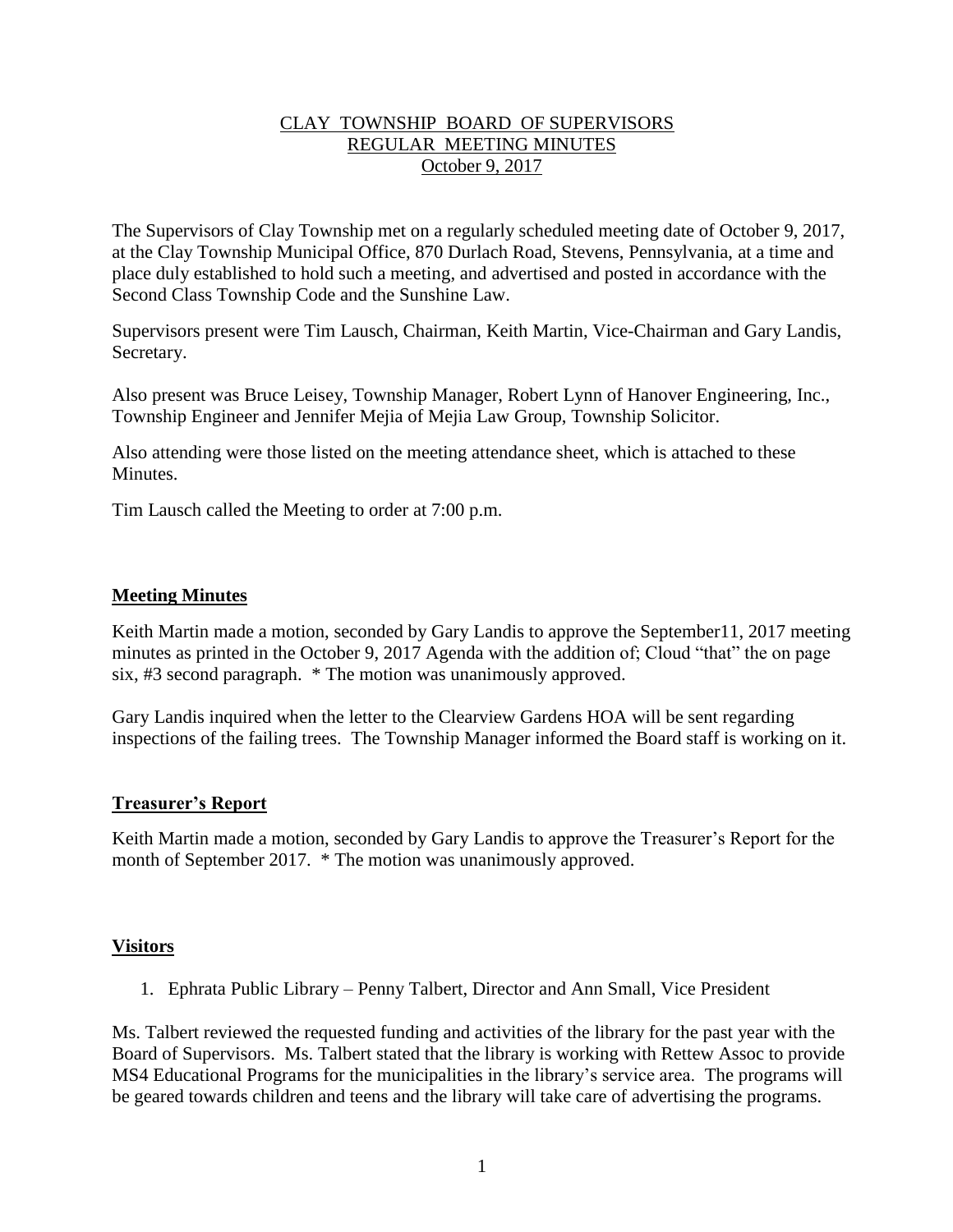# CLAY TOWNSHIP BOARD OF SUPERVISORS
## REGULAR MEETING MINUTES
### October 9, 2017

The Supervisors of Clay Township met on a regularly scheduled meeting date of October 9, 2017, at the Clay Township Municipal Office, 870 Durlach Road, Stevens, Pennsylvania, at a time and place duly established to hold such a meeting, and advertised and posted in accordance with the Second Class Township Code and the Sunshine Law.

Supervisors present were Tim Lausch, Chairman, Keith Martin, Vice-Chairman and Gary Landis, Secretary.

Also present was Bruce Leisey, Township Manager, Robert Lynn of Hanover Engineering, Inc., Township Engineer and Jennifer Mejia of Mejia Law Group, Township Solicitor.

Also attending were those listed on the meeting attendance sheet, which is attached to these Minutes.

Tim Lausch called the Meeting to order at 7:00 p.m.

**Meeting Minutes**

Keith Martin made a motion, seconded by Gary Landis to approve the September11, 2017 meeting minutes as printed in the October 9, 2017 Agenda with the addition of; Cloud "that" the on page six, #3 second paragraph. * The motion was unanimously approved.

Gary Landis inquired when the letter to the Clearview Gardens HOA will be sent regarding inspections of the failing trees. The Township Manager informed the Board staff is working on it.

**Treasurer's Report**

Keith Martin made a motion, seconded by Gary Landis to approve the Treasurer's Report for the month of September 2017. * The motion was unanimously approved.

**Visitors**

1. Ephrata Public Library – Penny Talbert, Director and Ann Small, Vice President

Ms. Talbert reviewed the requested funding and activities of the library for the past year with the Board of Supervisors. Ms. Talbert stated that the library is working with Rettew Assoc to provide MS4 Educational Programs for the municipalities in the library's service area. The programs will be geared towards children and teens and the library will take care of advertising the programs.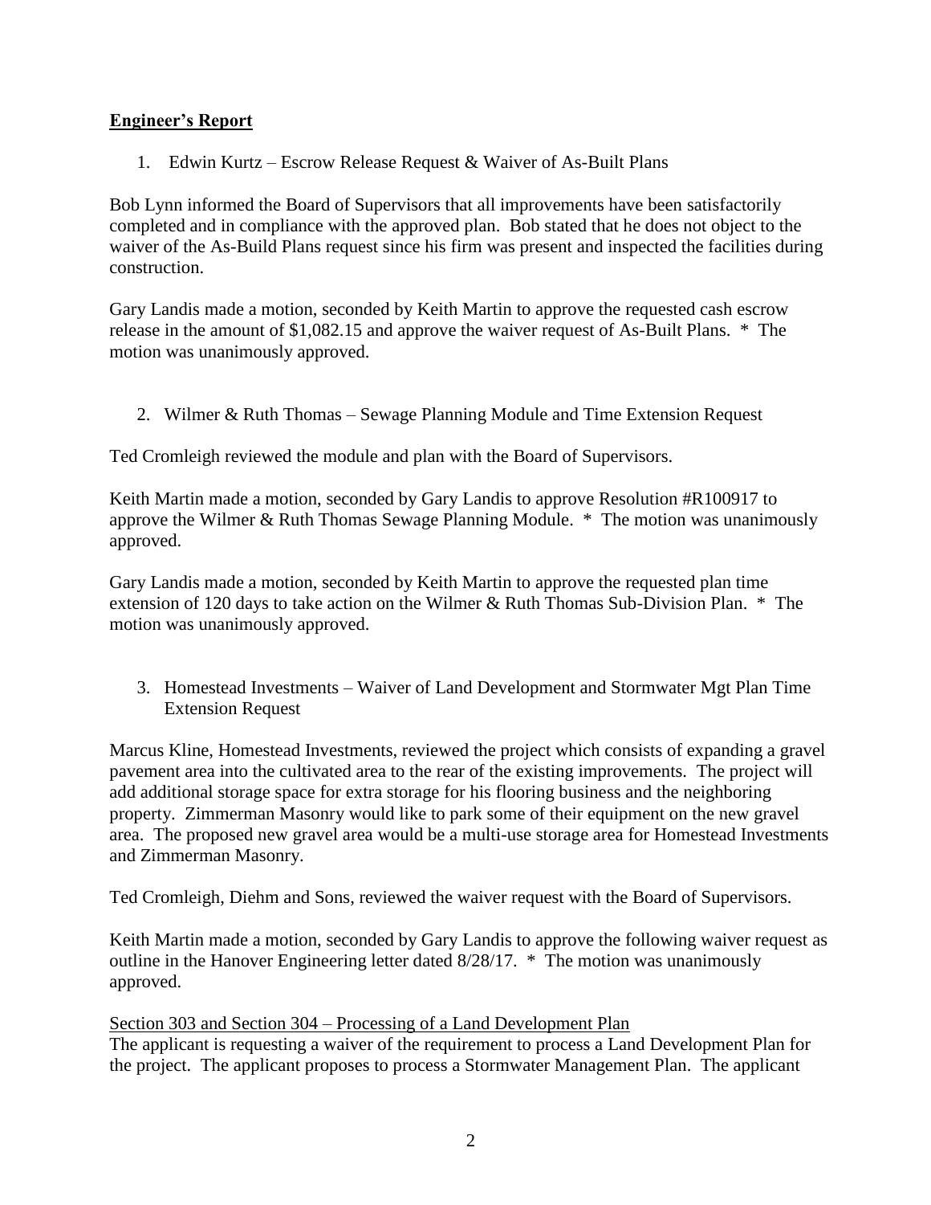## **Engineer's Report**

1. Edwin Kurtz – Escrow Release Request & Waiver of As-Built Plans

Bob Lynn informed the Board of Supervisors that all improvements have been satisfactorily completed and in compliance with the approved plan. Bob stated that he does not object to the waiver of the As-Build Plans request since his firm was present and inspected the facilities during construction.

Gary Landis made a motion, seconded by Keith Martin to approve the requested cash escrow release in the amount of $1,082.15 and approve the waiver request of As-Built Plans. * The motion was unanimously approved.

2. Wilmer & Ruth Thomas – Sewage Planning Module and Time Extension Request

Ted Cromleigh reviewed the module and plan with the Board of Supervisors.

Keith Martin made a motion, seconded by Gary Landis to approve Resolution #R100917 to approve the Wilmer & Ruth Thomas Sewage Planning Module. * The motion was unanimously approved.

Gary Landis made a motion, seconded by Keith Martin to approve the requested plan time extension of 120 days to take action on the Wilmer & Ruth Thomas Sub-Division Plan. * The motion was unanimously approved.

3. Homestead Investments – Waiver of Land Development and Stormwater Mgt Plan Time Extension Request

Marcus Kline, Homestead Investments, reviewed the project which consists of expanding a gravel pavement area into the cultivated area to the rear of the existing improvements. The project will add additional storage space for extra storage for his flooring business and the neighboring property. Zimmerman Masonry would like to park some of their equipment on the new gravel area. The proposed new gravel area would be a multi-use storage area for Homestead Investments and Zimmerman Masonry.

Ted Cromleigh, Diehm and Sons, reviewed the waiver request with the Board of Supervisors.

Keith Martin made a motion, seconded by Gary Landis to approve the following waiver request as outline in the Hanover Engineering letter dated 8/28/17. * The motion was unanimously approved.

<u>Section 303 and Section 304 – Processing of a Land Development Plan</u>
The applicant is requesting a waiver of the requirement to process a Land Development Plan for the project. The applicant proposes to process a Stormwater Management Plan. The applicant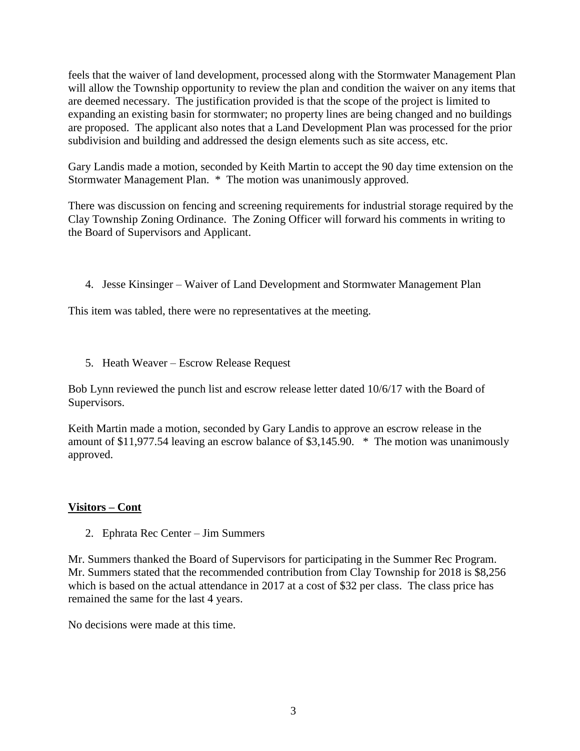feels that the waiver of land development, processed along with the Stormwater Management Plan will allow the Township opportunity to review the plan and condition the waiver on any items that are deemed necessary. The justification provided is that the scope of the project is limited to expanding an existing basin for stormwater; no property lines are being changed and no buildings are proposed. The applicant also notes that a Land Development Plan was processed for the prior subdivision and building and addressed the design elements such as site access, etc.

Gary Landis made a motion, seconded by Keith Martin to accept the 90 day time extension on the Stormwater Management Plan. * The motion was unanimously approved.

There was discussion on fencing and screening requirements for industrial storage required by the Clay Township Zoning Ordinance. The Zoning Officer will forward his comments in writing to the Board of Supervisors and Applicant.

4. Jesse Kinsinger – Waiver of Land Development and Stormwater Management Plan

This item was tabled, there were no representatives at the meeting.

5. Heath Weaver – Escrow Release Request

Bob Lynn reviewed the punch list and escrow release letter dated 10/6/17 with the Board of Supervisors.

Keith Martin made a motion, seconded by Gary Landis to approve an escrow release in the amount of $11,977.54 leaving an escrow balance of $3,145.90. * The motion was unanimously approved.

**Visitors – Cont**

2. Ephrata Rec Center – Jim Summers

Mr. Summers thanked the Board of Supervisors for participating in the Summer Rec Program. Mr. Summers stated that the recommended contribution from Clay Township for 2018 is $8,256 which is based on the actual attendance in 2017 at a cost of $32 per class. The class price has remained the same for the last 4 years.

No decisions were made at this time.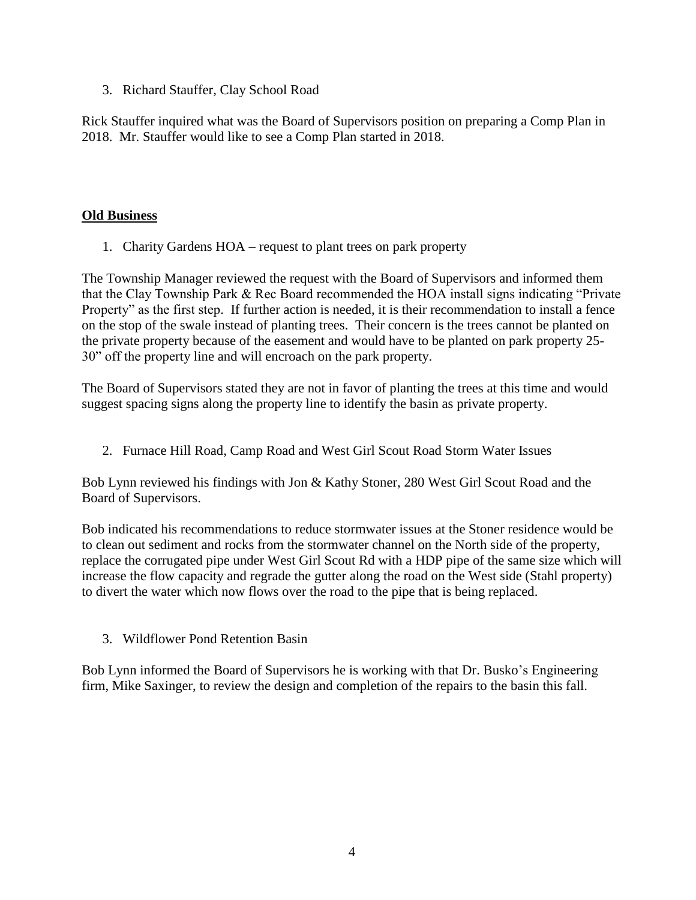3. Richard Stauffer, Clay School Road

Rick Stauffer inquired what was the Board of Supervisors position on preparing a Comp Plan in 2018. Mr. Stauffer would like to see a Comp Plan started in 2018.

## **Old Business**

1. Charity Gardens HOA – request to plant trees on park property

The Township Manager reviewed the request with the Board of Supervisors and informed them that the Clay Township Park & Rec Board recommended the HOA install signs indicating "Private Property" as the first step. If further action is needed, it is their recommendation to install a fence on the stop of the swale instead of planting trees. Their concern is the trees cannot be planted on the private property because of the easement and would have to be planted on park property 25-30" off the property line and will encroach on the park property.

The Board of Supervisors stated they are not in favor of planting the trees at this time and would suggest spacing signs along the property line to identify the basin as private property.

2. Furnace Hill Road, Camp Road and West Girl Scout Road Storm Water Issues

Bob Lynn reviewed his findings with Jon & Kathy Stoner, 280 West Girl Scout Road and the Board of Supervisors.

Bob indicated his recommendations to reduce stormwater issues at the Stoner residence would be to clean out sediment and rocks from the stormwater channel on the North side of the property, replace the corrugated pipe under West Girl Scout Rd with a HDP pipe of the same size which will increase the flow capacity and regrade the gutter along the road on the West side (Stahl property) to divert the water which now flows over the road to the pipe that is being replaced.

3. Wildflower Pond Retention Basin

Bob Lynn informed the Board of Supervisors he is working with that Dr. Busko's Engineering firm, Mike Saxinger, to review the design and completion of the repairs to the basin this fall.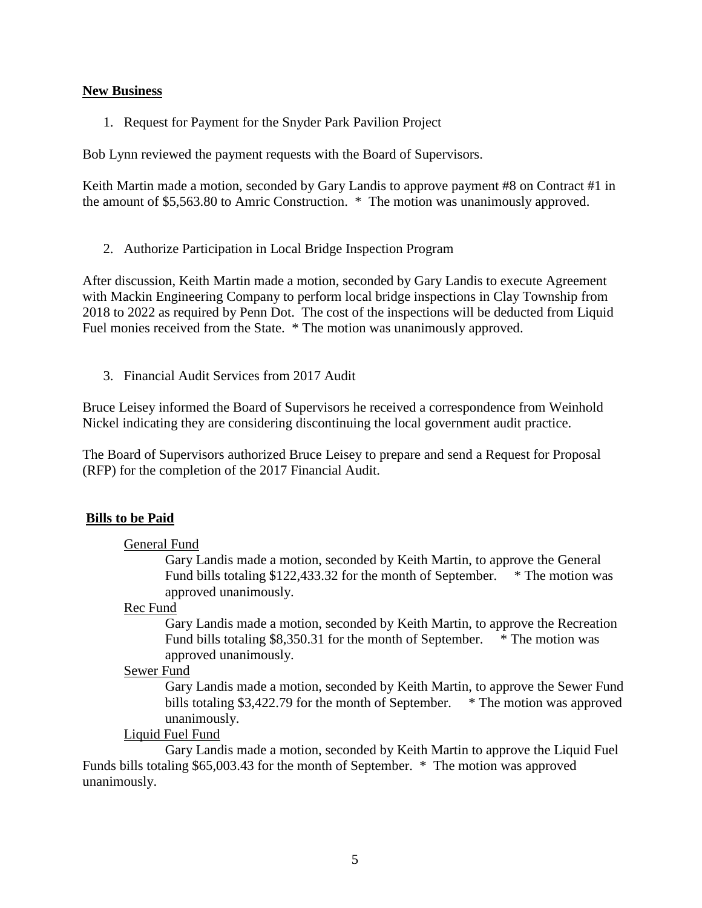**New Business**

1. Request for Payment for the Snyder Park Pavilion Project

Bob Lynn reviewed the payment requests with the Board of Supervisors.

Keith Martin made a motion, seconded by Gary Landis to approve payment #8 on Contract #1 in the amount of $5,563.80 to Amric Construction. * The motion was unanimously approved.

2. Authorize Participation in Local Bridge Inspection Program

After discussion, Keith Martin made a motion, seconded by Gary Landis to execute Agreement with Mackin Engineering Company to perform local bridge inspections in Clay Township from 2018 to 2022 as required by Penn Dot. The cost of the inspections will be deducted from Liquid Fuel monies received from the State. * The motion was unanimously approved.

3. Financial Audit Services from 2017 Audit

Bruce Leisey informed the Board of Supervisors he received a correspondence from Weinhold Nickel indicating they are considering discontinuing the local government audit practice.

The Board of Supervisors authorized Bruce Leisey to prepare and send a Request for Proposal (RFP) for the completion of the 2017 Financial Audit.

**Bills to be Paid**

General Fund

Gary Landis made a motion, seconded by Keith Martin, to approve the General Fund bills totaling $122,433.32 for the month of September. * The motion was approved unanimously.

Rec Fund

Gary Landis made a motion, seconded by Keith Martin, to approve the Recreation Fund bills totaling $8,350.31 for the month of September. * The motion was approved unanimously.

Sewer Fund

Gary Landis made a motion, seconded by Keith Martin, to approve the Sewer Fund bills totaling $3,422.79 for the month of September. * The motion was approved unanimously.

Liquid Fuel Fund

Gary Landis made a motion, seconded by Keith Martin to approve the Liquid Fuel Funds bills totaling $65,003.43 for the month of September. * The motion was approved unanimously.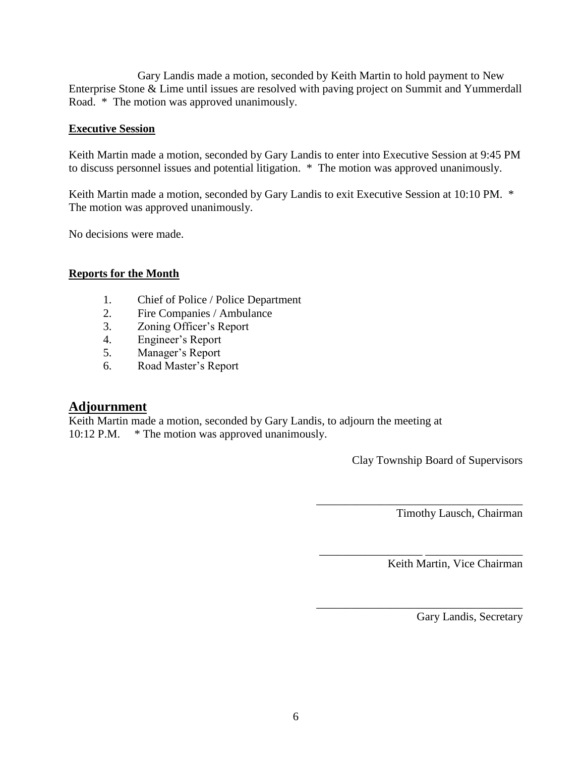Gary Landis made a motion, seconded by Keith Martin to hold payment to New Enterprise Stone & Lime until issues are resolved with paving project on Summit and Yummerdall Road. * The motion was approved unanimously.

**Executive Session**

Keith Martin made a motion, seconded by Gary Landis to enter into Executive Session at 9:45 PM to discuss personnel issues and potential litigation. * The motion was approved unanimously.

Keith Martin made a motion, seconded by Gary Landis to exit Executive Session at 10:10 PM. * The motion was approved unanimously.

No decisions were made.

**Reports for the Month**

1. Chief of Police / Police Department
2. Fire Companies / Ambulance
3. Zoning Officer's Report
4. Engineer's Report
5. Manager's Report
6. Road Master's Report

## Adjournment

Keith Martin made a motion, seconded by Gary Landis, to adjourn the meeting at 10:12 P.M. * The motion was approved unanimously.

Clay Township Board of Supervisors

\_\_\_\_\_\_\_\_\_\_\_\_\_\_\_\_\_\_\_\_\_\_\_\_\_\_\_\_\_\_\_\_\_\_\_\_
Timothy Lausch, Chairman

\_\_\_\_\_\_\_\_\_\_\_\_\_\_\_\_\_\_\_\_\_\_\_\_\_\_\_\_\_\_\_\_\_\_\_\_
Keith Martin, Vice Chairman

\_\_\_\_\_\_\_\_\_\_\_\_\_\_\_\_\_\_\_\_\_\_\_\_\_\_\_\_\_\_\_\_\_\_\_\_
Gary Landis, Secretary